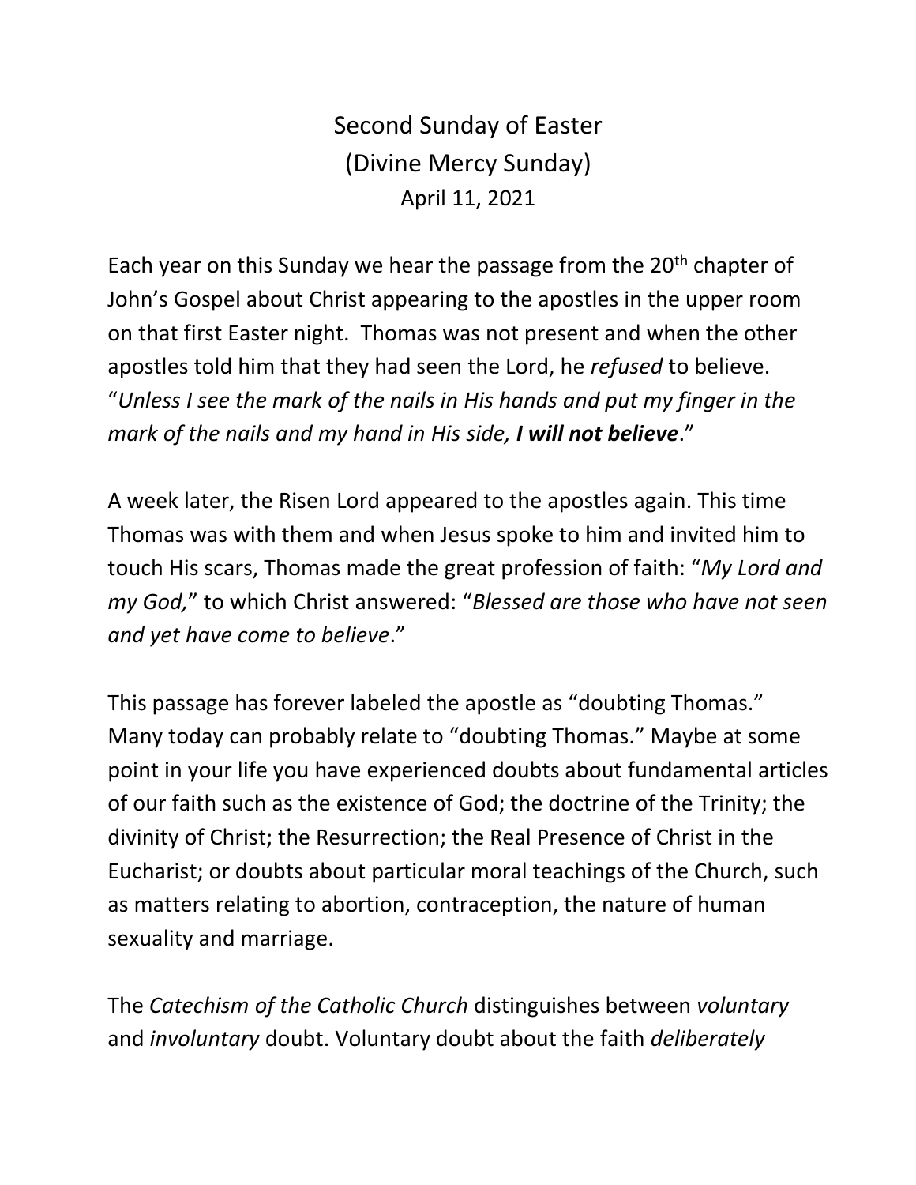# Second Sunday of Easter
## (Divine Mercy Sunday)
### April 11, 2021

Each year on this Sunday we hear the passage from the 20th chapter of John's Gospel about Christ appearing to the apostles in the upper room on that first Easter night. Thomas was not present and when the other apostles told him that they had seen the Lord, he *refused* to believe. "*Unless I see the mark of the nails in His hands and put my finger in the mark of the nails and my hand in His side, **I will not believe***."

A week later, the Risen Lord appeared to the apostles again. This time Thomas was with them and when Jesus spoke to him and invited him to touch His scars, Thomas made the great profession of faith: "*My Lord and my God,*" to which Christ answered: "*Blessed are those who have not seen and yet have come to believe*."

This passage has forever labeled the apostle as "doubting Thomas." Many today can probably relate to "doubting Thomas." Maybe at some point in your life you have experienced doubts about fundamental articles of our faith such as the existence of God; the doctrine of the Trinity; the divinity of Christ; the Resurrection; the Real Presence of Christ in the Eucharist; or doubts about particular moral teachings of the Church, such as matters relating to abortion, contraception, the nature of human sexuality and marriage.

The *Catechism of the Catholic Church* distinguishes between *voluntary* and *involuntary* doubt. Voluntary doubt about the faith *deliberately*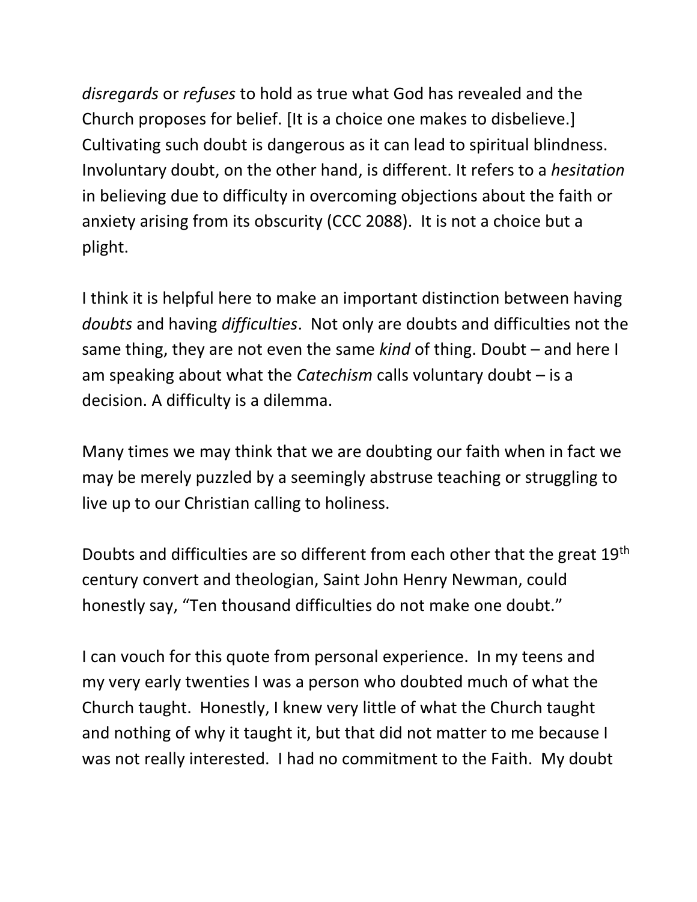*disregards* or *refuses* to hold as true what God has revealed and the Church proposes for belief. [It is a choice one makes to disbelieve.] Cultivating such doubt is dangerous as it can lead to spiritual blindness. Involuntary doubt, on the other hand, is different. It refers to a *hesitation* in believing due to difficulty in overcoming objections about the faith or anxiety arising from its obscurity (CCC 2088). It is not a choice but a plight.

I think it is helpful here to make an important distinction between having *doubts* and having *difficulties*. Not only are doubts and difficulties not the same thing, they are not even the same *kind* of thing. Doubt – and here I am speaking about what the *Catechism* calls voluntary doubt – is a decision. A difficulty is a dilemma.

Many times we may think that we are doubting our faith when in fact we may be merely puzzled by a seemingly abstruse teaching or struggling to live up to our Christian calling to holiness.

Doubts and difficulties are so different from each other that the great 19th century convert and theologian, Saint John Henry Newman, could honestly say, "Ten thousand difficulties do not make one doubt."

I can vouch for this quote from personal experience. In my teens and my very early twenties I was a person who doubted much of what the Church taught. Honestly, I knew very little of what the Church taught and nothing of why it taught it, but that did not matter to me because I was not really interested. I had no commitment to the Faith. My doubt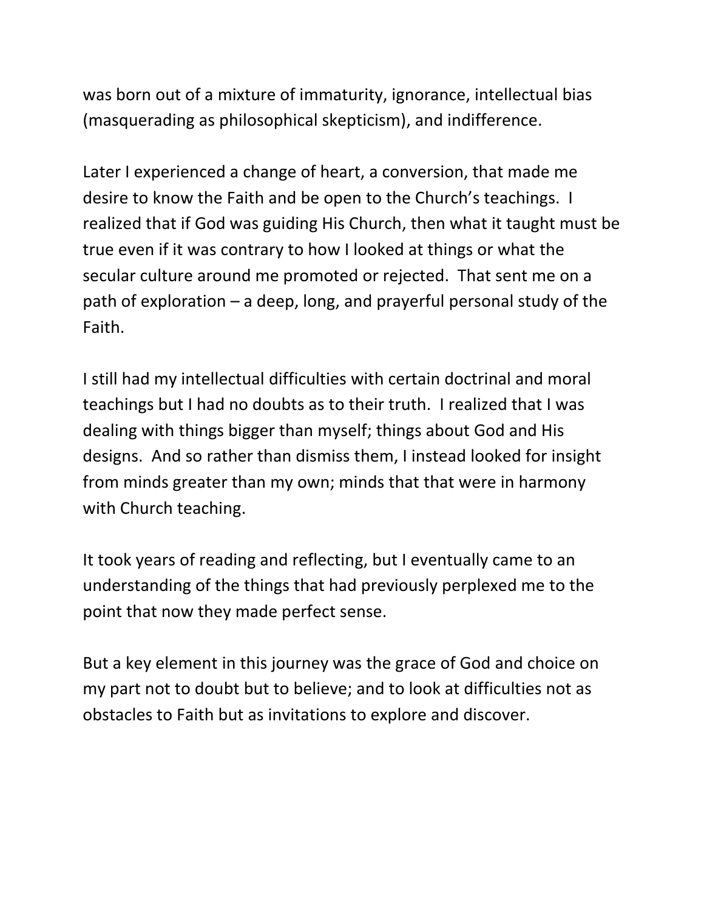was born out of a mixture of immaturity, ignorance, intellectual bias (masquerading as philosophical skepticism), and indifference.

Later I experienced a change of heart, a conversion, that made me desire to know the Faith and be open to the Church's teachings. I realized that if God was guiding His Church, then what it taught must be true even if it was contrary to how I looked at things or what the secular culture around me promoted or rejected. That sent me on a path of exploration – a deep, long, and prayerful personal study of the Faith.

I still had my intellectual difficulties with certain doctrinal and moral teachings but I had no doubts as to their truth. I realized that I was dealing with things bigger than myself; things about God and His designs. And so rather than dismiss them, I instead looked for insight from minds greater than my own; minds that that were in harmony with Church teaching.

It took years of reading and reflecting, but I eventually came to an understanding of the things that had previously perplexed me to the point that now they made perfect sense.

But a key element in this journey was the grace of God and choice on my part not to doubt but to believe; and to look at difficulties not as obstacles to Faith but as invitations to explore and discover.